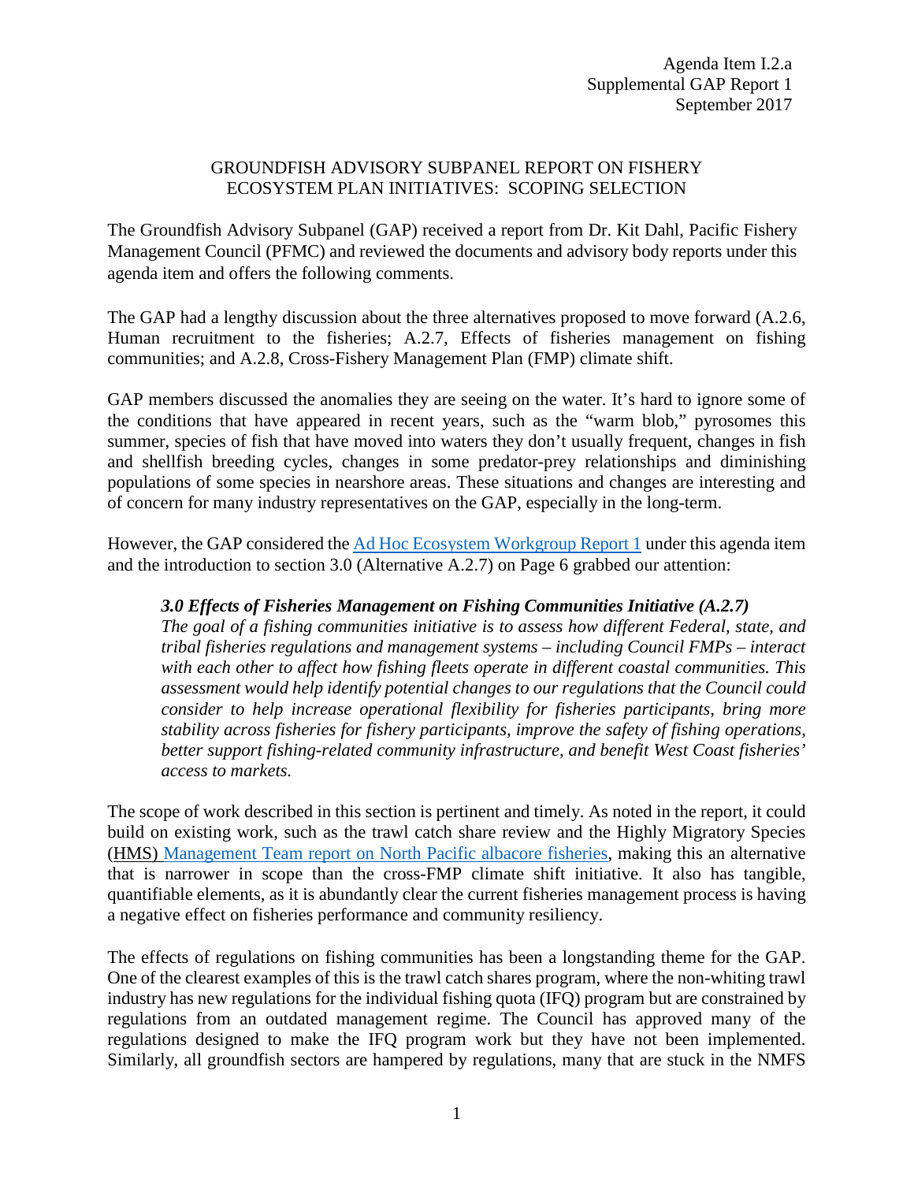Agenda Item I.2.a
Supplemental GAP Report 1
September 2017

# GROUNDFISH ADVISORY SUBPANEL REPORT ON FISHERY ECOSYSTEM PLAN INITIATIVES: SCOPING SELECTION

The Groundfish Advisory Subpanel (GAP) received a report from Dr. Kit Dahl, Pacific Fishery Management Council (PFMC) and reviewed the documents and advisory body reports under this agenda item and offers the following comments.

The GAP had a lengthy discussion about the three alternatives proposed to move forward (A.2.6, Human recruitment to the fisheries; A.2.7, Effects of fisheries management on fishing communities; and A.2.8, Cross-Fishery Management Plan (FMP) climate shift.

GAP members discussed the anomalies they are seeing on the water. It's hard to ignore some of the conditions that have appeared in recent years, such as the "warm blob," pyrosomes this summer, species of fish that have moved into waters they don't usually frequent, changes in fish and shellfish breeding cycles, changes in some predator-prey relationships and diminishing populations of some species in nearshore areas. These situations and changes are interesting and of concern for many industry representatives on the GAP, especially in the long-term.

However, the GAP considered the Ad Hoc Ecosystem Workgroup Report 1 under this agenda item and the introduction to section 3.0 (Alternative A.2.7) on Page 6 grabbed our attention:

> ***3.0 Effects of Fisheries Management on Fishing Communities Initiative (A.2.7)***
> *The goal of a fishing communities initiative is to assess how different Federal, state, and tribal fisheries regulations and management systems – including Council FMPs – interact with each other to affect how fishing fleets operate in different coastal communities. This assessment would help identify potential changes to our regulations that the Council could consider to help increase operational flexibility for fisheries participants, bring more stability across fisheries for fishery participants, improve the safety of fishing operations, better support fishing-related community infrastructure, and benefit West Coast fisheries' access to markets.*

The scope of work described in this section is pertinent and timely. As noted in the report, it could build on existing work, such as the trawl catch share review and the Highly Migratory Species (HMS) Management Team report on North Pacific albacore fisheries, making this an alternative that is narrower in scope than the cross-FMP climate shift initiative. It also has tangible, quantifiable elements, as it is abundantly clear the current fisheries management process is having a negative effect on fisheries performance and community resiliency.

The effects of regulations on fishing communities has been a longstanding theme for the GAP. One of the clearest examples of this is the trawl catch shares program, where the non-whiting trawl industry has new regulations for the individual fishing quota (IFQ) program but are constrained by regulations from an outdated management regime. The Council has approved many of the regulations designed to make the IFQ program work but they have not been implemented. Similarly, all groundfish sectors are hampered by regulations, many that are stuck in the NMFS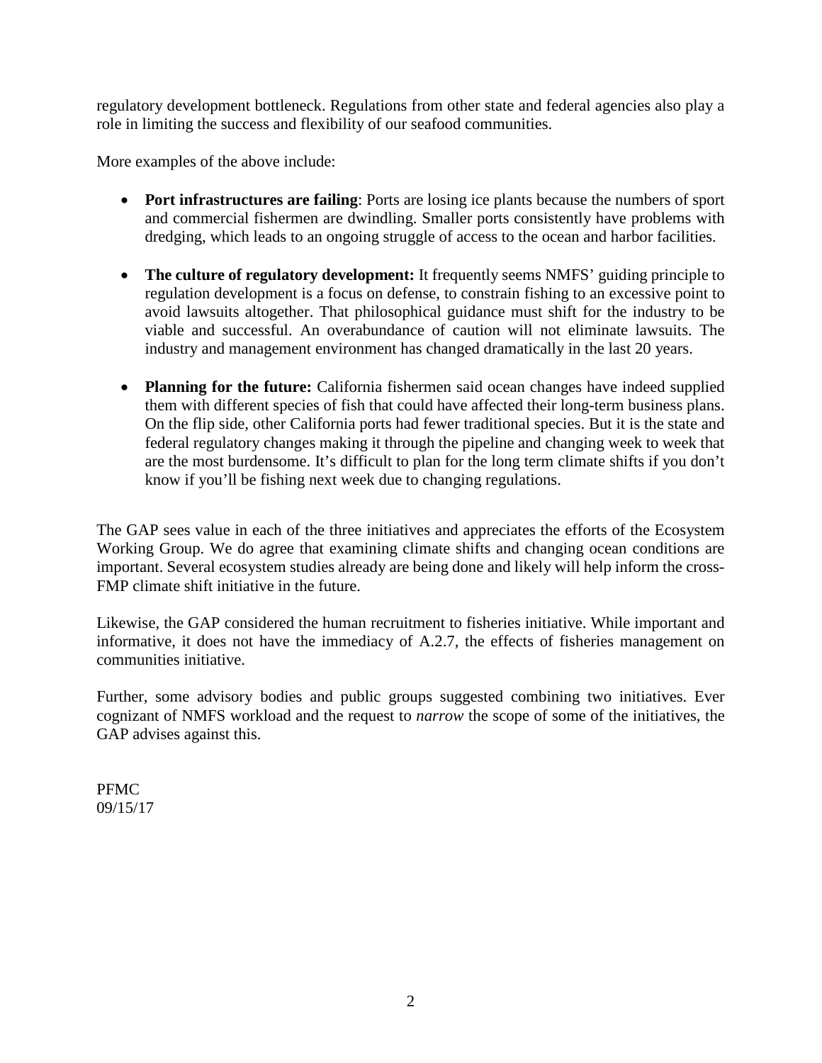regulatory development bottleneck. Regulations from other state and federal agencies also play a role in limiting the success and flexibility of our seafood communities.

More examples of the above include:

- **Port infrastructures are failing**: Ports are losing ice plants because the numbers of sport and commercial fishermen are dwindling. Smaller ports consistently have problems with dredging, which leads to an ongoing struggle of access to the ocean and harbor facilities.
- **The culture of regulatory development:** It frequently seems NMFS' guiding principle to regulation development is a focus on defense, to constrain fishing to an excessive point to avoid lawsuits altogether. That philosophical guidance must shift for the industry to be viable and successful. An overabundance of caution will not eliminate lawsuits. The industry and management environment has changed dramatically in the last 20 years.
- **Planning for the future:** California fishermen said ocean changes have indeed supplied them with different species of fish that could have affected their long-term business plans. On the flip side, other California ports had fewer traditional species. But it is the state and federal regulatory changes making it through the pipeline and changing week to week that are the most burdensome. It's difficult to plan for the long term climate shifts if you don't know if you'll be fishing next week due to changing regulations.

The GAP sees value in each of the three initiatives and appreciates the efforts of the Ecosystem Working Group. We do agree that examining climate shifts and changing ocean conditions are important. Several ecosystem studies already are being done and likely will help inform the cross-FMP climate shift initiative in the future.

Likewise, the GAP considered the human recruitment to fisheries initiative. While important and informative, it does not have the immediacy of A.2.7, the effects of fisheries management on communities initiative.

Further, some advisory bodies and public groups suggested combining two initiatives. Ever cognizant of NMFS workload and the request to *narrow* the scope of some of the initiatives, the GAP advises against this.

PFMC
09/15/17